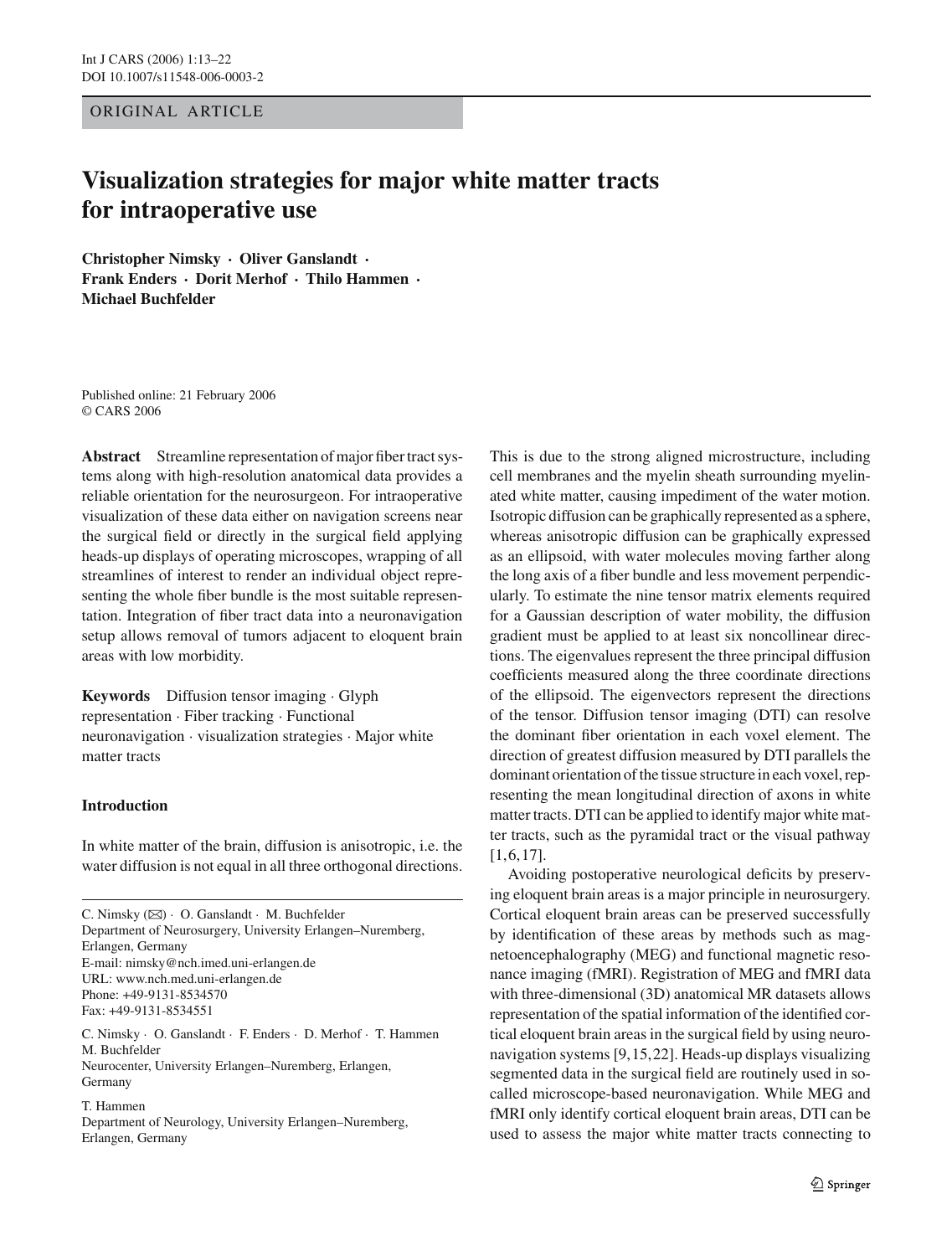ORIGINAL ARTICLE

# Visualization strategies for major white matter tracts for intraoperative use

**Christopher Nimsky · Oliver Ganslandt · Frank Enders · Dorit Merhof · Thilo Hammen · Michael Buchfelder**

Published online: 21 February 2006
© CARS 2006

**Abstract** Streamline representation of major fiber tract systems along with high-resolution anatomical data provides a reliable orientation for the neurosurgeon. For intraoperative visualization of these data either on navigation screens near the surgical field or directly in the surgical field applying heads-up displays of operating microscopes, wrapping of all streamlines of interest to render an individual object representing the whole fiber bundle is the most suitable representation. Integration of fiber tract data into a neuronavigation setup allows removal of tumors adjacent to eloquent brain areas with low morbidity.

**Keywords** Diffusion tensor imaging · Glyph representation · Fiber tracking · Functional neuronavigation · visualization strategies · Major white matter tracts

## Introduction

In white matter of the brain, diffusion is anisotropic, i.e. the water diffusion is not equal in all three orthogonal directions. This is due to the strong aligned microstructure, including cell membranes and the myelin sheath surrounding myelinated white matter, causing impediment of the water motion. Isotropic diffusion can be graphically represented as a sphere, whereas anisotropic diffusion can be graphically expressed as an ellipsoid, with water molecules moving farther along the long axis of a fiber bundle and less movement perpendicularly. To estimate the nine tensor matrix elements required for a Gaussian description of water mobility, the diffusion gradient must be applied to at least six noncollinear directions. The eigenvalues represent the three principal diffusion coefficients measured along the three coordinate directions of the ellipsoid. The eigenvectors represent the directions of the tensor. Diffusion tensor imaging (DTI) can resolve the dominant fiber orientation in each voxel element. The direction of greatest diffusion measured by DTI parallels the dominant orientation of the tissue structure in each voxel, representing the mean longitudinal direction of axons in white matter tracts. DTI can be applied to identify major white matter tracts, such as the pyramidal tract or the visual pathway [1,6,17].

Avoiding postoperative neurological deficits by preserving eloquent brain areas is a major principle in neurosurgery. Cortical eloquent brain areas can be preserved successfully by identification of these areas by methods such as magnetoencephalography (MEG) and functional magnetic resonance imaging (fMRI). Registration of MEG and fMRI data with three-dimensional (3D) anatomical MR datasets allows representation of the spatial information of the identified cortical eloquent brain areas in the surgical field by using neuronavigation systems [9,15,22]. Heads-up displays visualizing segmented data in the surgical field are routinely used in so-called microscope-based neuronavigation. While MEG and fMRI only identify cortical eloquent brain areas, DTI can be used to assess the major white matter tracts connecting to

---

C. Nimsky (✉) · O. Ganslandt · M. Buchfelder
Department of Neurosurgery, University Erlangen–Nuremberg, Erlangen, Germany
E-mail: nimsky@nch.imed.uni-erlangen.de
URL: www.nch.med.uni-erlangen.de
Phone: +49-9131-8534570
Fax: +49-9131-8534551

C. Nimsky · O. Ganslandt · F. Enders · D. Merhof · T. Hammen
M. Buchfelder
Neurocenter, University Erlangen–Nuremberg, Erlangen, Germany

T. Hammen
Department of Neurology, University Erlangen–Nuremberg, Erlangen, Germany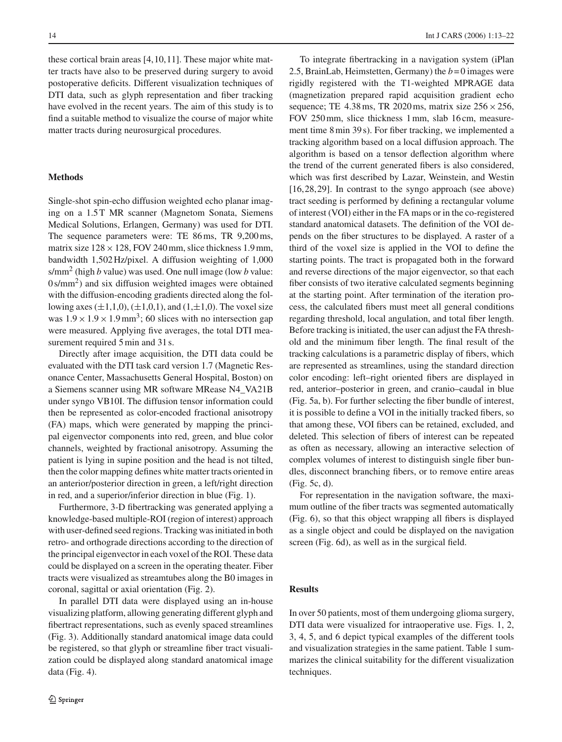these cortical brain areas [4,10,11]. These major white matter tracts have also to be preserved during surgery to avoid postoperative deficits. Different visualization techniques of DTI data, such as glyph representation and fiber tracking have evolved in the recent years. The aim of this study is to find a suitable method to visualize the course of major white matter tracts during neurosurgical procedures.

## Methods

Single-shot spin-echo diffusion weighted echo planar imaging on a 1.5 T MR scanner (Magnetom Sonata, Siemens Medical Solutions, Erlangen, Germany) was used for DTI. The sequence parameters were: TE 86 ms, TR 9,200 ms, matrix size $128 \times 128$, FOV 240 mm, slice thickness 1.9 mm, bandwidth 1,502 Hz/pixel. A diffusion weighting of 1,000 s/mm$^2$ (high $b$ value) was used. One null image (low $b$ value: 0 s/mm$^2$) and six diffusion weighted images were obtained with the diffusion-encoding gradients directed along the following axes ($\pm$1,1,0), ($\pm$1,0,1), and (1,$\pm$1,0). The voxel size was $1.9 \times 1.9 \times 1.9$ mm$^3$; 60 slices with no intersection gap were measured. Applying five averages, the total DTI measurement required 5 min and 31 s.

Directly after image acquisition, the DTI data could be evaluated with the DTI task card version 1.7 (Magnetic Resonance Center, Massachusetts General Hospital, Boston) on a Siemens scanner using MR software MRease N4_VA21B under syngo VB10I. The diffusion tensor information could then be represented as color-encoded fractional anisotropy (FA) maps, which were generated by mapping the principal eigenvector components into red, green, and blue color channels, weighted by fractional anisotropy. Assuming the patient is lying in supine position and the head is not tilted, then the color mapping defines white matter tracts oriented in an anterior/posterior direction in green, a left/right direction in red, and a superior/inferior direction in blue (Fig. 1).

Furthermore, 3-D fibertracking was generated applying a knowledge-based multiple-ROI (region of interest) approach with user-defined seed regions. Tracking was initiated in both retro- and orthograde directions according to the direction of the principal eigenvector in each voxel of the ROI. These data could be displayed on a screen in the operating theater. Fiber tracts were visualized as streamtubes along the B0 images in coronal, sagittal or axial orientation (Fig. 2).

In parallel DTI data were displayed using an in-house visualizing platform, allowing generating different glyph and fibertract representations, such as evenly spaced streamlines (Fig. 3). Additionally standard anatomical image data could be registered, so that glyph or streamline fiber tract visualization could be displayed along standard anatomical image data (Fig. 4).

To integrate fibertracking in a navigation system (iPlan 2.5, BrainLab, Heimstetten, Germany) the $b = 0$ images were rigidly registered with the T1-weighted MPRAGE data (magnetization prepared rapid acquisition gradient echo sequence; TE 4.38 ms, TR 2020 ms, matrix size $256 \times 256$, FOV 250 mm, slice thickness 1 mm, slab 16 cm, measurement time 8 min 39 s). For fiber tracking, we implemented a tracking algorithm based on a local diffusion approach. The algorithm is based on a tensor deflection algorithm where the trend of the current generated fibers is also considered, which was first described by Lazar, Weinstein, and Westin [16,28,29]. In contrast to the syngo approach (see above) tract seeding is performed by defining a rectangular volume of interest (VOI) either in the FA maps or in the co-registered standard anatomical datasets. The definition of the VOI depends on the fiber structures to be displayed. A raster of a third of the voxel size is applied in the VOI to define the starting points. The tract is propagated both in the forward and reverse directions of the major eigenvector, so that each fiber consists of two iterative calculated segments beginning at the starting point. After termination of the iteration process, the calculated fibers must meet all general conditions regarding threshold, local angulation, and total fiber length. Before tracking is initiated, the user can adjust the FA threshold and the minimum fiber length. The final result of the tracking calculations is a parametric display of fibers, which are represented as streamlines, using the standard direction color encoding: left–right oriented fibers are displayed in red, anterior–posterior in green, and cranio–caudal in blue (Fig. 5a, b). For further selecting the fiber bundle of interest, it is possible to define a VOI in the initially tracked fibers, so that among these, VOI fibers can be retained, excluded, and deleted. This selection of fibers of interest can be repeated as often as necessary, allowing an interactive selection of complex volumes of interest to distinguish single fiber bundles, disconnect branching fibers, or to remove entire areas (Fig. 5c, d).

For representation in the navigation software, the maximum outline of the fiber tracts was segmented automatically (Fig. 6), so that this object wrapping all fibers is displayed as a single object and could be displayed on the navigation screen (Fig. 6d), as well as in the surgical field.

## Results

In over 50 patients, most of them undergoing glioma surgery, DTI data were visualized for intraoperative use. Figs. 1, 2, 3, 4, 5, and 6 depict typical examples of the different tools and visualization strategies in the same patient. Table 1 summarizes the clinical suitability for the different visualization techniques.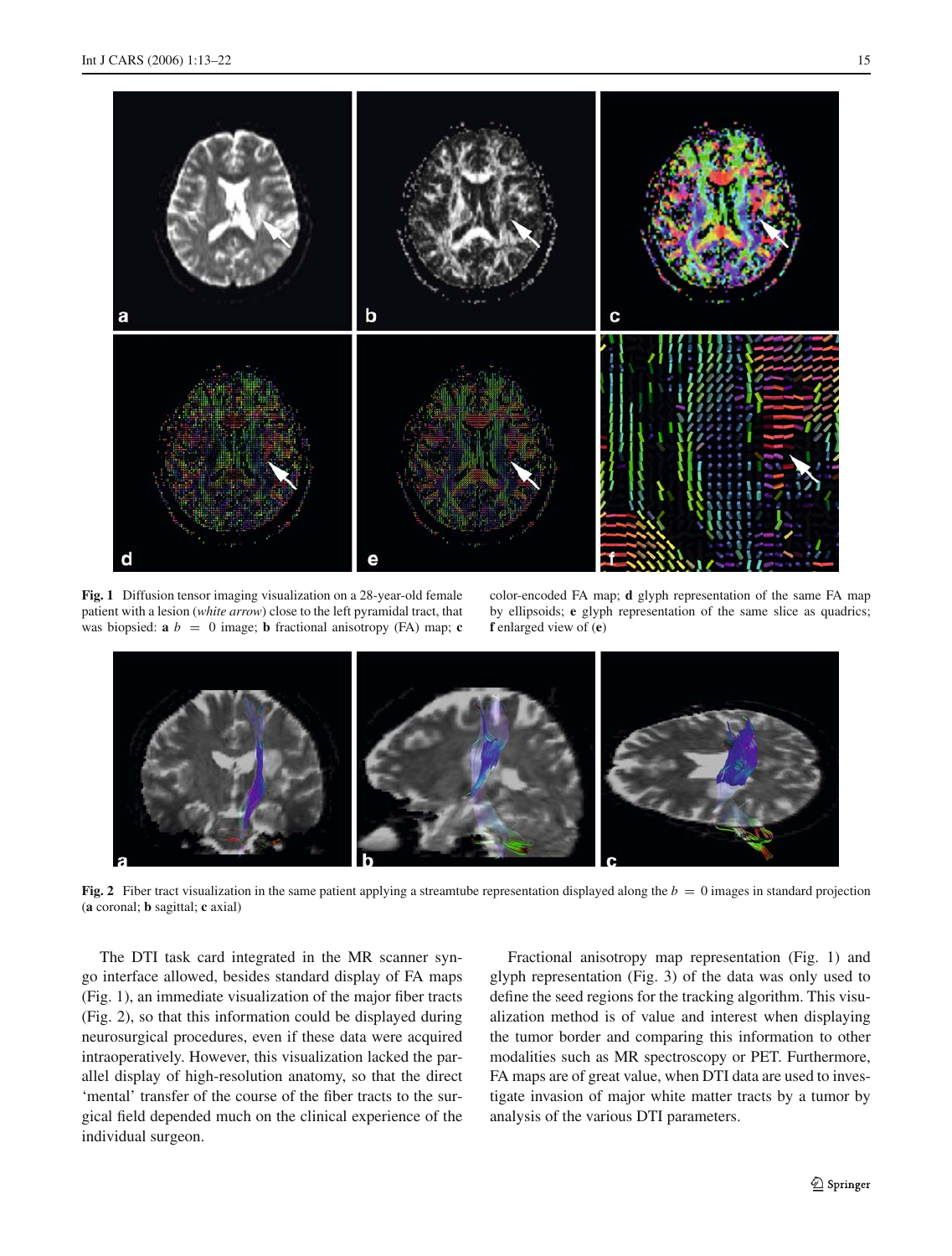**Fig. 1** Diffusion tensor imaging visualization on a 28-year-old female patient with a lesion (*white arrow*) close to the left pyramidal tract, that was biopsied: **a** $b = 0$ image; **b** fractional anisotropy (FA) map; **c** color-encoded FA map; **d** glyph representation of the same FA map by ellipsoids; **e** glyph representation of the same slice as quadrics; **f** enlarged view of (**e**)

**Fig. 2** Fiber tract visualization in the same patient applying a streamtube representation displayed along the $b = 0$ images in standard projection (**a** coronal; **b** sagittal; **c** axial)

The DTI task card integrated in the MR scanner syngo interface allowed, besides standard display of FA maps (Fig. 1), an immediate visualization of the major fiber tracts (Fig. 2), so that this information could be displayed during neurosurgical procedures, even if these data were acquired intraoperatively. However, this visualization lacked the parallel display of high-resolution anatomy, so that the direct 'mental' transfer of the course of the fiber tracts to the surgical field depended much on the clinical experience of the individual surgeon.

Fractional anisotropy map representation (Fig. 1) and glyph representation (Fig. 3) of the data was only used to define the seed regions for the tracking algorithm. This visualization method is of value and interest when displaying the tumor border and comparing this information to other modalities such as MR spectroscopy or PET. Furthermore, FA maps are of great value, when DTI data are used to investigate invasion of major white matter tracts by a tumor by analysis of the various DTI parameters.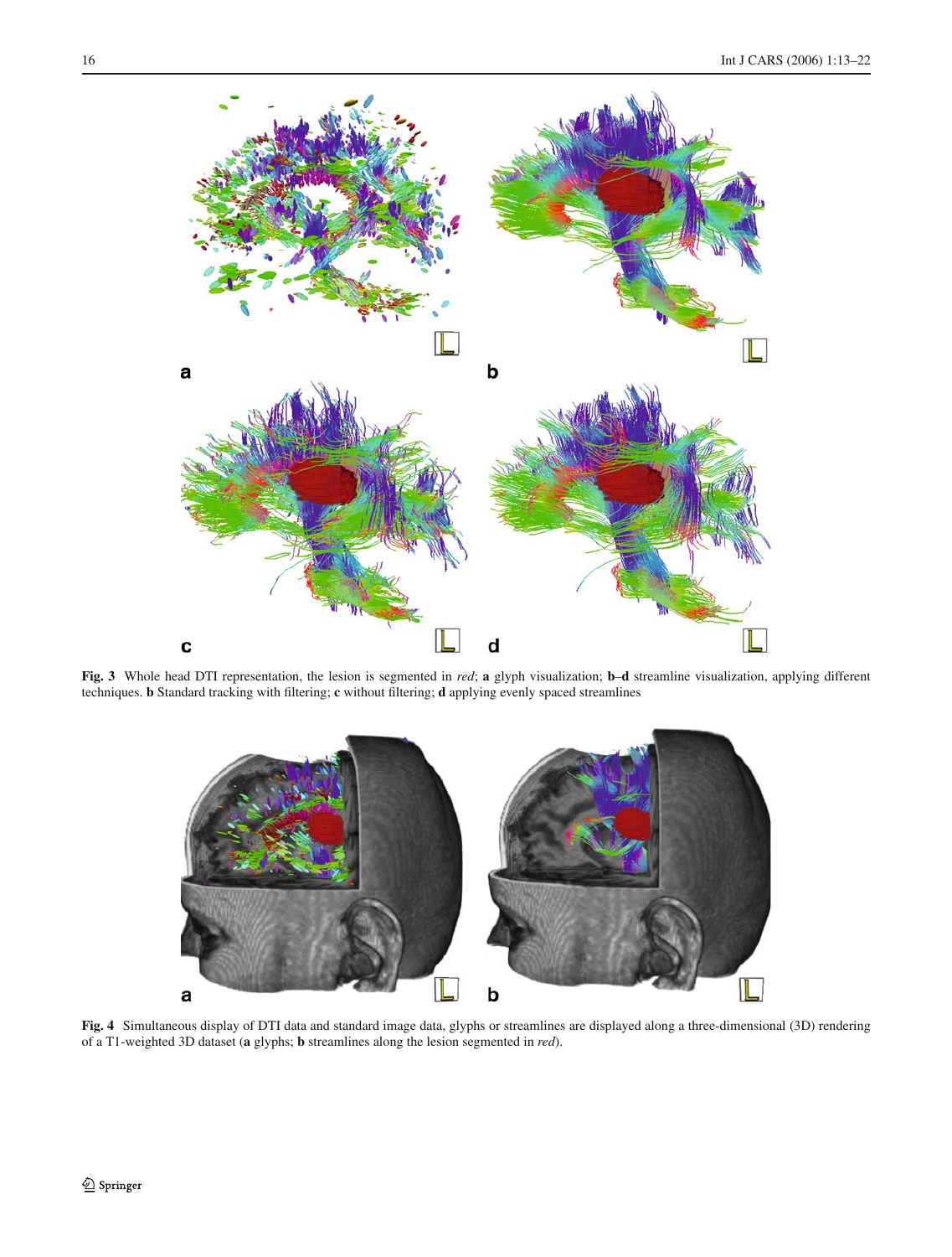**Fig. 3** Whole head DTI representation, the lesion is segmented in *red*; **a** glyph visualization; **b–d** streamline visualization, applying different techniques. **b** Standard tracking with filtering; **c** without filtering; **d** applying evenly spaced streamlines

**Fig. 4** Simultaneous display of DTI data and standard image data, glyphs or streamlines are displayed along a three-dimensional (3D) rendering of a T1-weighted 3D dataset (**a** glyphs; **b** streamlines along the lesion segmented in *red*).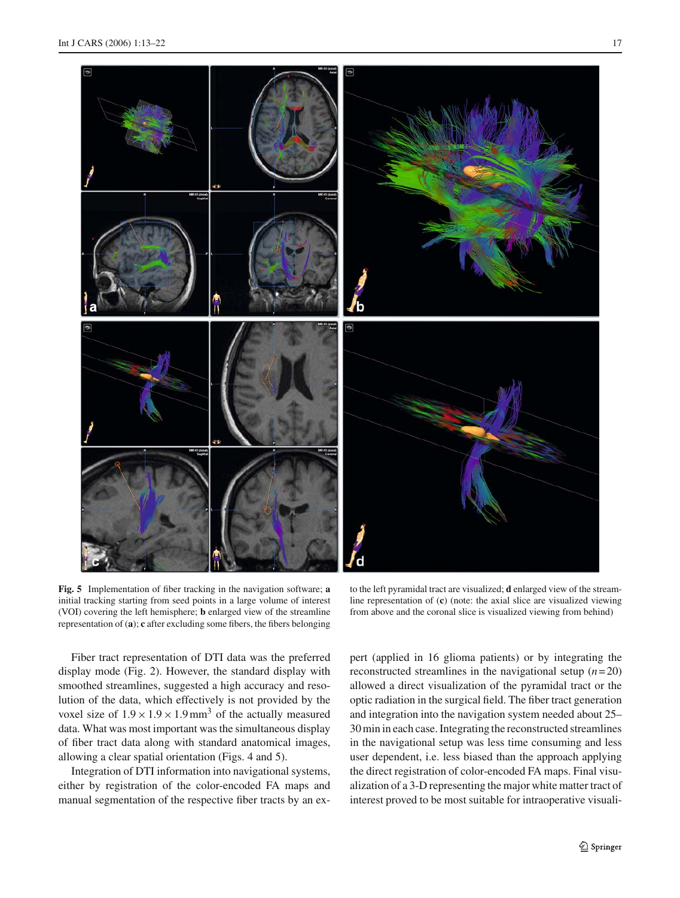**Fig. 5** Implementation of fiber tracking in the navigation software; **a** initial tracking starting from seed points in a large volume of interest (VOI) covering the left hemisphere; **b** enlarged view of the streamline representation of (**a**); **c** after excluding some fibers, the fibers belonging to the left pyramidal tract are visualized; **d** enlarged view of the streamline representation of (**c**) (note: the axial slice are visualized viewing from above and the coronal slice is visualized viewing from behind)

Fiber tract representation of DTI data was the preferred display mode (Fig. 2). However, the standard display with smoothed streamlines, suggested a high accuracy and resolution of the data, which effectively is not provided by the voxel size of $1.9 \times 1.9 \times 1.9\,\text{mm}^3$ of the actually measured data. What was most important was the simultaneous display of fiber tract data along with standard anatomical images, allowing a clear spatial orientation (Figs. 4 and 5).

Integration of DTI information into navigational systems, either by registration of the color-encoded FA maps and manual segmentation of the respective fiber tracts by an expert (applied in 16 glioma patients) or by integrating the reconstructed streamlines in the navigational setup ($n = 20$) allowed a direct visualization of the pyramidal tract or the optic radiation in the surgical field. The fiber tract generation and integration into the navigation system needed about 25–30 min in each case. Integrating the reconstructed streamlines in the navigational setup was less time consuming and less user dependent, i.e. less biased than the approach applying the direct registration of color-encoded FA maps. Final visualization of a 3-D representing the major white matter tract of interest proved to be most suitable for intraoperative visuali-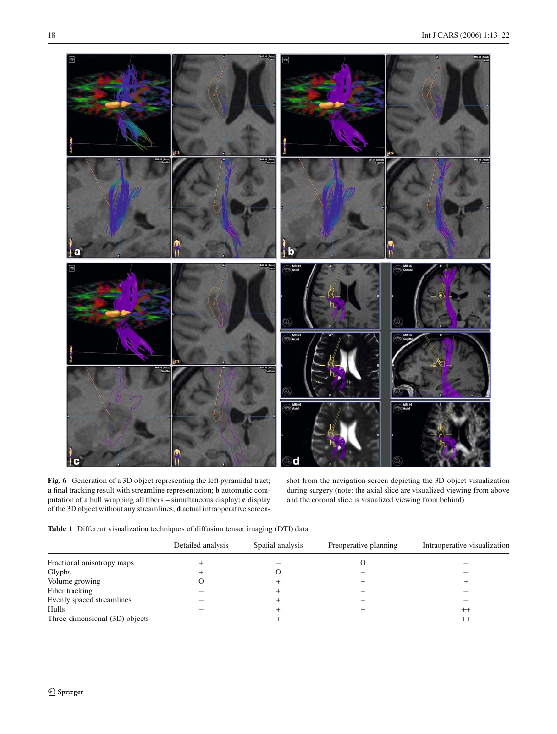**Fig. 6** Generation of a 3D object representing the left pyramidal tract; **a** final tracking result with streamline representation; **b** automatic computation of a hull wrapping all fibers – simultaneous display; **c** display of the 3D object without any streamlines; **d** actual intraoperative screenshot from the navigation screen depicting the 3D object visualization during surgery (note: the axial slice are visualized viewing from above and the coronal slice is visualized viewing from behind)

**Table 1** Different visualization techniques of diffusion tensor imaging (DTI) data

| | Detailed analysis | Spatial analysis | Preoperative planning | Intraoperative visualization |
|---|---|---|---|---|
| Fractional anisotropy maps | + | – | O | – |
| Glyphs | + | O | – | – |
| Volume growing | O | + | + | + |
| Fiber tracking | – | + | + | – |
| Evenly spaced streamlines | – | + | + | – |
| Hulls | – | + | + | ++ |
| Three-dimensional (3D) objects | – | + | + | ++ |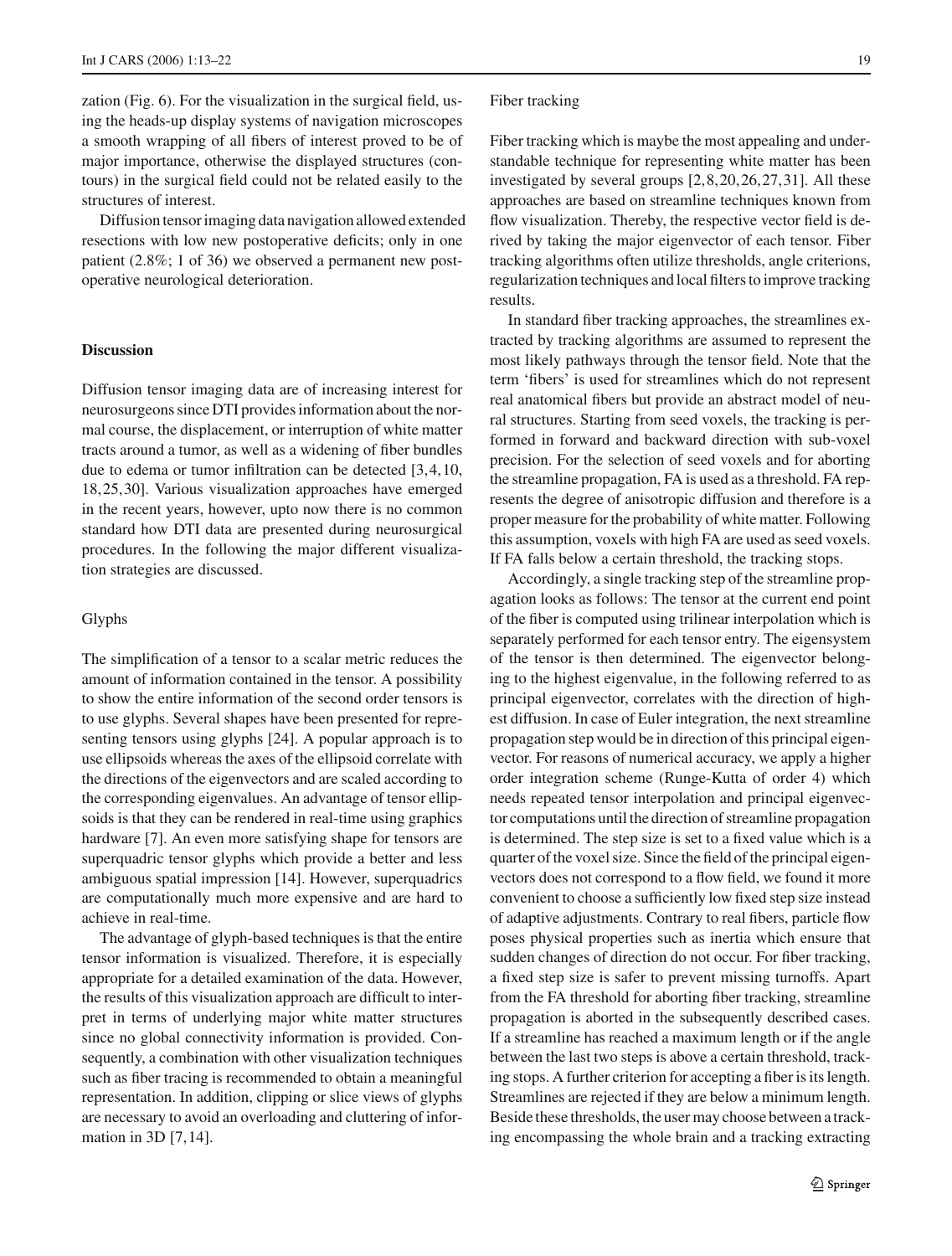zation (Fig. 6). For the visualization in the surgical field, using the heads-up display systems of navigation microscopes a smooth wrapping of all fibers of interest proved to be of major importance, otherwise the displayed structures (contours) in the surgical field could not be related easily to the structures of interest.

Diffusion tensor imaging data navigation allowed extended resections with low new postoperative deficits; only in one patient (2.8%; 1 of 36) we observed a permanent new postoperative neurological deterioration.

## Discussion

Diffusion tensor imaging data are of increasing interest for neurosurgeons since DTI provides information about the normal course, the displacement, or interruption of white matter tracts around a tumor, as well as a widening of fiber bundles due to edema or tumor infiltration can be detected [3,4,10, 18,25,30]. Various visualization approaches have emerged in the recent years, however, upto now there is no common standard how DTI data are presented during neurosurgical procedures. In the following the major different visualization strategies are discussed.

### Glyphs

The simplification of a tensor to a scalar metric reduces the amount of information contained in the tensor. A possibility to show the entire information of the second order tensors is to use glyphs. Several shapes have been presented for representing tensors using glyphs [24]. A popular approach is to use ellipsoids whereas the axes of the ellipsoid correlate with the directions of the eigenvectors and are scaled according to the corresponding eigenvalues. An advantage of tensor ellipsoids is that they can be rendered in real-time using graphics hardware [7]. An even more satisfying shape for tensors are superquadric tensor glyphs which provide a better and less ambiguous spatial impression [14]. However, superquadrics are computationally much more expensive and are hard to achieve in real-time.

The advantage of glyph-based techniques is that the entire tensor information is visualized. Therefore, it is especially appropriate for a detailed examination of the data. However, the results of this visualization approach are difficult to interpret in terms of underlying major white matter structures since no global connectivity information is provided. Consequently, a combination with other visualization techniques such as fiber tracing is recommended to obtain a meaningful representation. In addition, clipping or slice views of glyphs are necessary to avoid an overloading and cluttering of information in 3D [7,14].

### Fiber tracking

Fiber tracking which is maybe the most appealing and understandable technique for representing white matter has been investigated by several groups [2,8,20,26,27,31]. All these approaches are based on streamline techniques known from flow visualization. Thereby, the respective vector field is derived by taking the major eigenvector of each tensor. Fiber tracking algorithms often utilize thresholds, angle criterions, regularization techniques and local filters to improve tracking results.

In standard fiber tracking approaches, the streamlines extracted by tracking algorithms are assumed to represent the most likely pathways through the tensor field. Note that the term 'fibers' is used for streamlines which do not represent real anatomical fibers but provide an abstract model of neural structures. Starting from seed voxels, the tracking is performed in forward and backward direction with sub-voxel precision. For the selection of seed voxels and for aborting the streamline propagation, FA is used as a threshold. FA represents the degree of anisotropic diffusion and therefore is a proper measure for the probability of white matter. Following this assumption, voxels with high FA are used as seed voxels. If FA falls below a certain threshold, the tracking stops.

Accordingly, a single tracking step of the streamline propagation looks as follows: The tensor at the current end point of the fiber is computed using trilinear interpolation which is separately performed for each tensor entry. The eigensystem of the tensor is then determined. The eigenvector belonging to the highest eigenvalue, in the following referred to as principal eigenvector, correlates with the direction of highest diffusion. In case of Euler integration, the next streamline propagation step would be in direction of this principal eigenvector. For reasons of numerical accuracy, we apply a higher order integration scheme (Runge-Kutta of order 4) which needs repeated tensor interpolation and principal eigenvector computations until the direction of streamline propagation is determined. The step size is set to a fixed value which is a quarter of the voxel size. Since the field of the principal eigenvectors does not correspond to a flow field, we found it more convenient to choose a sufficiently low fixed step size instead of adaptive adjustments. Contrary to real fibers, particle flow poses physical properties such as inertia which ensure that sudden changes of direction do not occur. For fiber tracking, a fixed step size is safer to prevent missing turnoffs. Apart from the FA threshold for aborting fiber tracking, streamline propagation is aborted in the subsequently described cases. If a streamline has reached a maximum length or if the angle between the last two steps is above a certain threshold, tracking stops. A further criterion for accepting a fiber is its length. Streamlines are rejected if they are below a minimum length. Beside these thresholds, the user may choose between a tracking encompassing the whole brain and a tracking extracting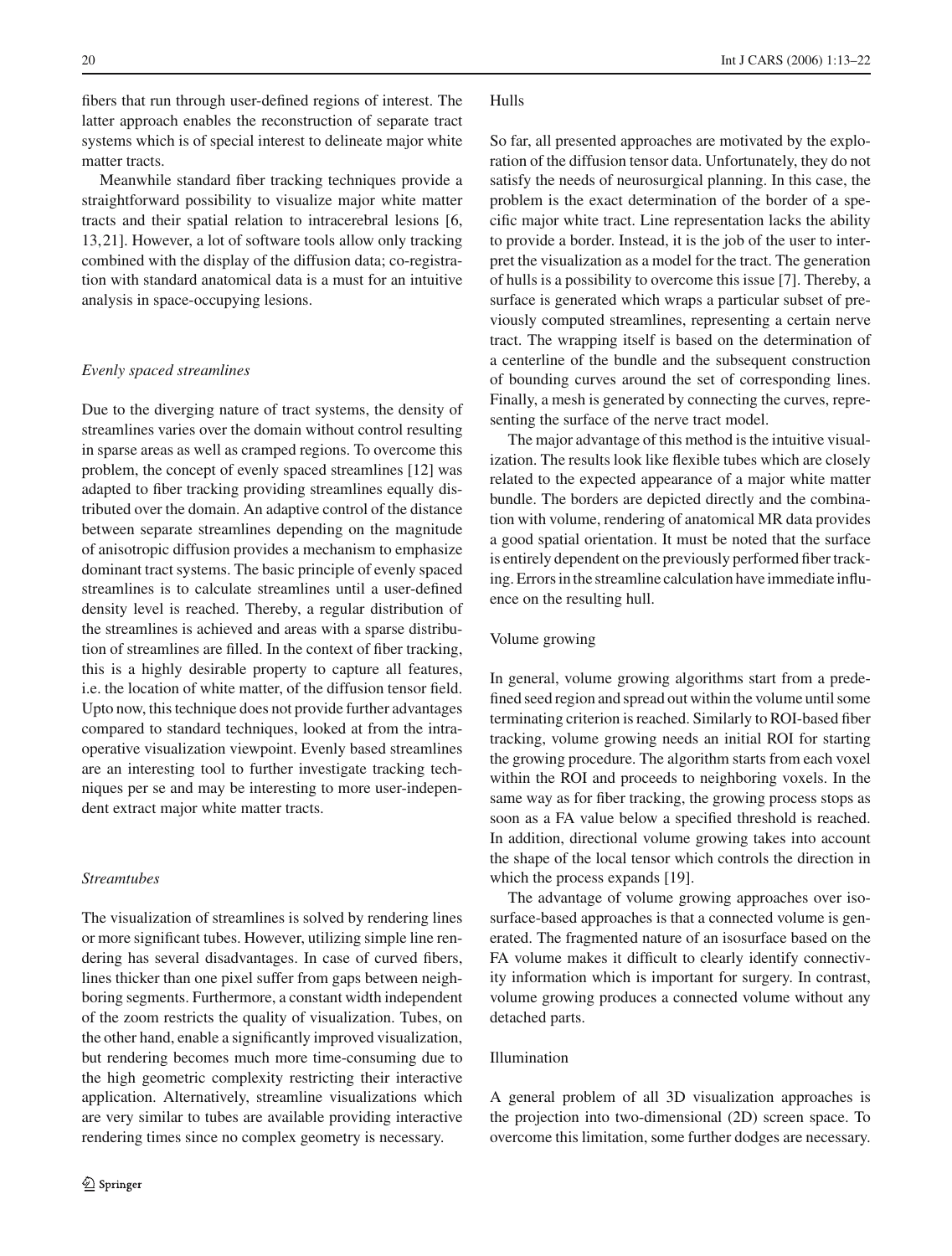fibers that run through user-defined regions of interest. The latter approach enables the reconstruction of separate tract systems which is of special interest to delineate major white matter tracts.

Meanwhile standard fiber tracking techniques provide a straightforward possibility to visualize major white matter tracts and their spatial relation to intracerebral lesions [6, 13,21]. However, a lot of software tools allow only tracking combined with the display of the diffusion data; co-registration with standard anatomical data is a must for an intuitive analysis in space-occupying lesions.

### *Evenly spaced streamlines*

Due to the diverging nature of tract systems, the density of streamlines varies over the domain without control resulting in sparse areas as well as cramped regions. To overcome this problem, the concept of evenly spaced streamlines [12] was adapted to fiber tracking providing streamlines equally distributed over the domain. An adaptive control of the distance between separate streamlines depending on the magnitude of anisotropic diffusion provides a mechanism to emphasize dominant tract systems. The basic principle of evenly spaced streamlines is to calculate streamlines until a user-defined density level is reached. Thereby, a regular distribution of the streamlines is achieved and areas with a sparse distribution of streamlines are filled. In the context of fiber tracking, this is a highly desirable property to capture all features, i.e. the location of white matter, of the diffusion tensor field. Upto now, this technique does not provide further advantages compared to standard techniques, looked at from the intraoperative visualization viewpoint. Evenly based streamlines are an interesting tool to further investigate tracking techniques per se and may be interesting to more user-independent extract major white matter tracts.

### *Streamtubes*

The visualization of streamlines is solved by rendering lines or more significant tubes. However, utilizing simple line rendering has several disadvantages. In case of curved fibers, lines thicker than one pixel suffer from gaps between neighboring segments. Furthermore, a constant width independent of the zoom restricts the quality of visualization. Tubes, on the other hand, enable a significantly improved visualization, but rendering becomes much more time-consuming due to the high geometric complexity restricting their interactive application. Alternatively, streamline visualizations which are very similar to tubes are available providing interactive rendering times since no complex geometry is necessary.

### Hulls

So far, all presented approaches are motivated by the exploration of the diffusion tensor data. Unfortunately, they do not satisfy the needs of neurosurgical planning. In this case, the problem is the exact determination of the border of a specific major white tract. Line representation lacks the ability to provide a border. Instead, it is the job of the user to interpret the visualization as a model for the tract. The generation of hulls is a possibility to overcome this issue [7]. Thereby, a surface is generated which wraps a particular subset of previously computed streamlines, representing a certain nerve tract. The wrapping itself is based on the determination of a centerline of the bundle and the subsequent construction of bounding curves around the set of corresponding lines. Finally, a mesh is generated by connecting the curves, representing the surface of the nerve tract model.

The major advantage of this method is the intuitive visualization. The results look like flexible tubes which are closely related to the expected appearance of a major white matter bundle. The borders are depicted directly and the combination with volume, rendering of anatomical MR data provides a good spatial orientation. It must be noted that the surface is entirely dependent on the previously performed fiber tracking. Errors in the streamline calculation have immediate influence on the resulting hull.

### Volume growing

In general, volume growing algorithms start from a predefined seed region and spread out within the volume until some terminating criterion is reached. Similarly to ROI-based fiber tracking, volume growing needs an initial ROI for starting the growing procedure. The algorithm starts from each voxel within the ROI and proceeds to neighboring voxels. In the same way as for fiber tracking, the growing process stops as soon as a FA value below a specified threshold is reached. In addition, directional volume growing takes into account the shape of the local tensor which controls the direction in which the process expands [19].

The advantage of volume growing approaches over isosurface-based approaches is that a connected volume is generated. The fragmented nature of an isosurface based on the FA volume makes it difficult to clearly identify connectivity information which is important for surgery. In contrast, volume growing produces a connected volume without any detached parts.

### Illumination

A general problem of all 3D visualization approaches is the projection into two-dimensional (2D) screen space. To overcome this limitation, some further dodges are necessary.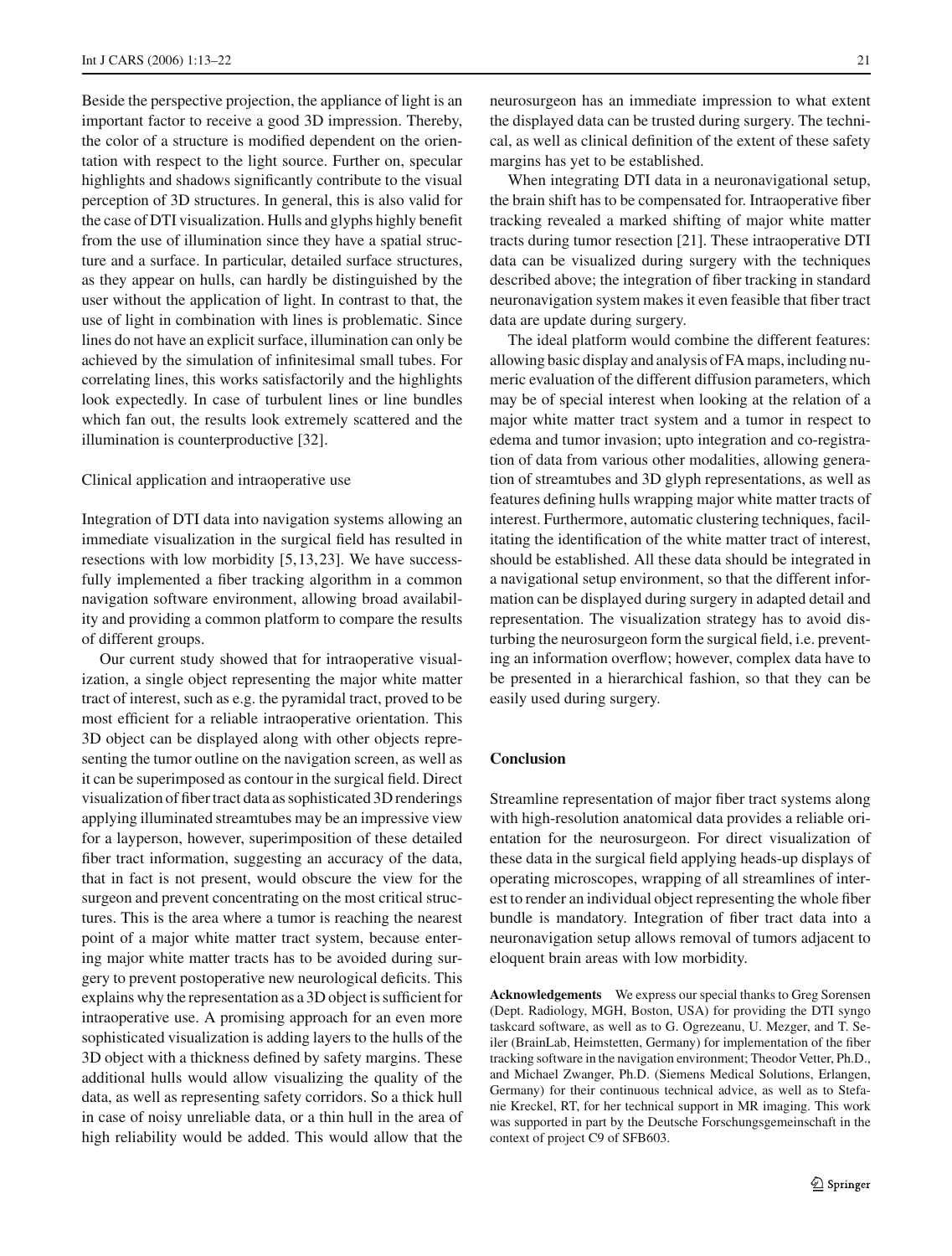Beside the perspective projection, the appliance of light is an important factor to receive a good 3D impression. Thereby, the color of a structure is modified dependent on the orientation with respect to the light source. Further on, specular highlights and shadows significantly contribute to the visual perception of 3D structures. In general, this is also valid for the case of DTI visualization. Hulls and glyphs highly benefit from the use of illumination since they have a spatial structure and a surface. In particular, detailed surface structures, as they appear on hulls, can hardly be distinguished by the user without the application of light. In contrast to that, the use of light in combination with lines is problematic. Since lines do not have an explicit surface, illumination can only be achieved by the simulation of infinitesimal small tubes. For correlating lines, this works satisfactorily and the highlights look expectedly. In case of turbulent lines or line bundles which fan out, the results look extremely scattered and the illumination is counterproductive [32].

### Clinical application and intraoperative use

Integration of DTI data into navigation systems allowing an immediate visualization in the surgical field has resulted in resections with low morbidity [5,13,23]. We have successfully implemented a fiber tracking algorithm in a common navigation software environment, allowing broad availability and providing a common platform to compare the results of different groups.

Our current study showed that for intraoperative visualization, a single object representing the major white matter tract of interest, such as e.g. the pyramidal tract, proved to be most efficient for a reliable intraoperative orientation. This 3D object can be displayed along with other objects representing the tumor outline on the navigation screen, as well as it can be superimposed as contour in the surgical field. Direct visualization of fiber tract data as sophisticated 3D renderings applying illuminated streamtubes may be an impressive view for a layperson, however, superimposition of these detailed fiber tract information, suggesting an accuracy of the data, that in fact is not present, would obscure the view for the surgeon and prevent concentrating on the most critical structures. This is the area where a tumor is reaching the nearest point of a major white matter tract system, because entering major white matter tracts has to be avoided during surgery to prevent postoperative new neurological deficits. This explains why the representation as a 3D object is sufficient for intraoperative use. A promising approach for an even more sophisticated visualization is adding layers to the hulls of the 3D object with a thickness defined by safety margins. These additional hulls would allow visualizing the quality of the data, as well as representing safety corridors. So a thick hull in case of noisy unreliable data, or a thin hull in the area of high reliability would be added. This would allow that the neurosurgeon has an immediate impression to what extent the displayed data can be trusted during surgery. The technical, as well as clinical definition of the extent of these safety margins has yet to be established.

When integrating DTI data in a neuronavigational setup, the brain shift has to be compensated for. Intraoperative fiber tracking revealed a marked shifting of major white matter tracts during tumor resection [21]. These intraoperative DTI data can be visualized during surgery with the techniques described above; the integration of fiber tracking in standard neuronavigation system makes it even feasible that fiber tract data are update during surgery.

The ideal platform would combine the different features: allowing basic display and analysis of FA maps, including numeric evaluation of the different diffusion parameters, which may be of special interest when looking at the relation of a major white matter tract system and a tumor in respect to edema and tumor invasion; upto integration and co-registration of data from various other modalities, allowing generation of streamtubes and 3D glyph representations, as well as features defining hulls wrapping major white matter tracts of interest. Furthermore, automatic clustering techniques, facilitating the identification of the white matter tract of interest, should be established. All these data should be integrated in a navigational setup environment, so that the different information can be displayed during surgery in adapted detail and representation. The visualization strategy has to avoid disturbing the neurosurgeon form the surgical field, i.e. preventing an information overflow; however, complex data have to be presented in a hierarchical fashion, so that they can be easily used during surgery.

## Conclusion

Streamline representation of major fiber tract systems along with high-resolution anatomical data provides a reliable orientation for the neurosurgeon. For direct visualization of these data in the surgical field applying heads-up displays of operating microscopes, wrapping of all streamlines of interest to render an individual object representing the whole fiber bundle is mandatory. Integration of fiber tract data into a neuronavigation setup allows removal of tumors adjacent to eloquent brain areas with low morbidity.

**Acknowledgements** We express our special thanks to Greg Sorensen (Dept. Radiology, MGH, Boston, USA) for providing the DTI syngo taskcard software, as well as to G. Ogrezeanu, U. Mezger, and T. Seiler (BrainLab, Heimstetten, Germany) for implementation of the fiber tracking software in the navigation environment; Theodor Vetter, Ph.D., and Michael Zwanger, Ph.D. (Siemens Medical Solutions, Erlangen, Germany) for their continuous technical advice, as well as to Stefanie Kreckel, RT, for her technical support in MR imaging. This work was supported in part by the Deutsche Forschungsgemeinschaft in the context of project C9 of SFB603.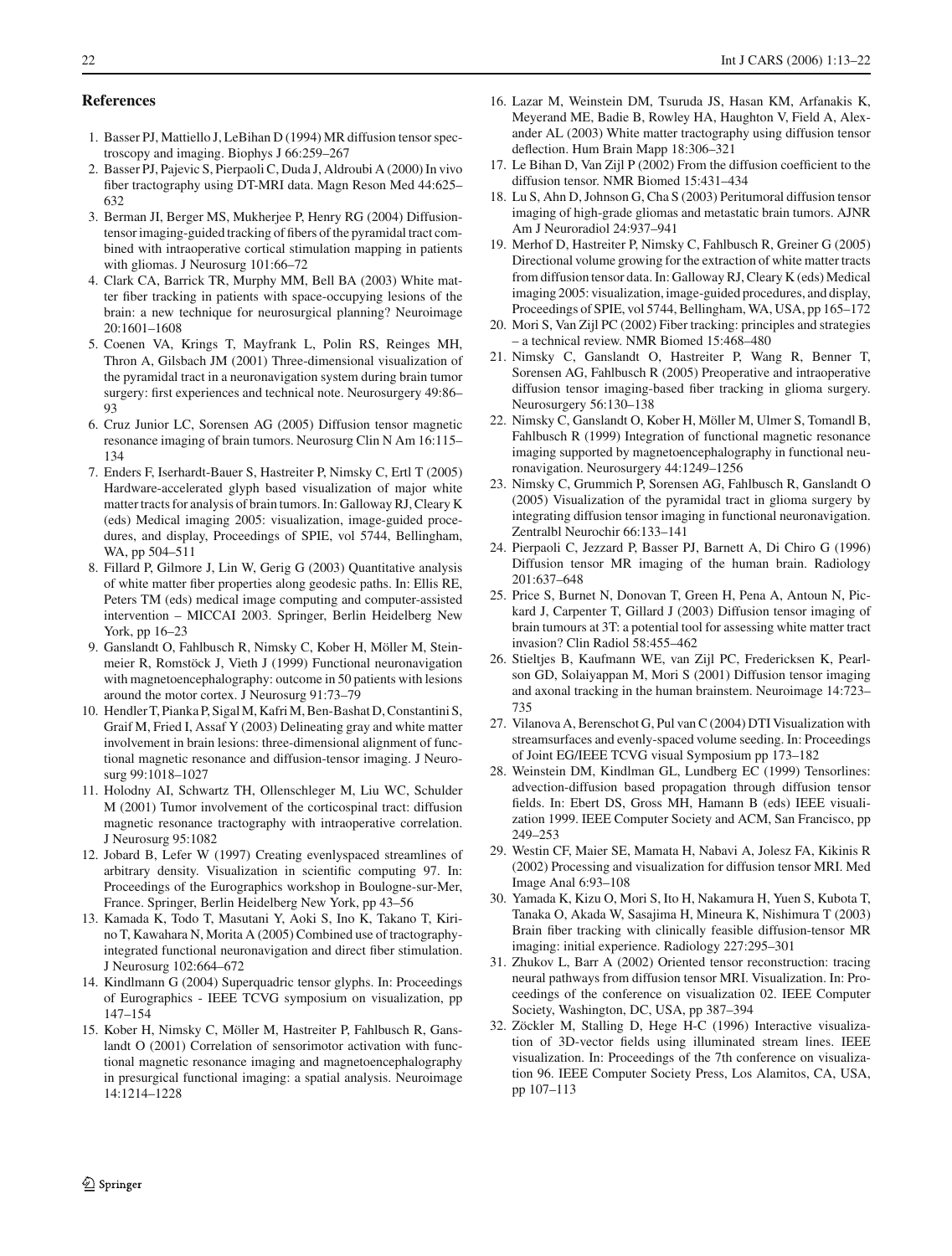## References

1. Basser PJ, Mattiello J, LeBihan D (1994) MR diffusion tensor spectroscopy and imaging. Biophys J 66:259–267
2. Basser PJ, Pajevic S, Pierpaoli C, Duda J, Aldroubi A (2000) In vivo fiber tractography using DT-MRI data. Magn Reson Med 44:625–632
3. Berman JI, Berger MS, Mukherjee P, Henry RG (2004) Diffusion-tensor imaging-guided tracking of fibers of the pyramidal tract combined with intraoperative cortical stimulation mapping in patients with gliomas. J Neurosurg 101:66–72
4. Clark CA, Barrick TR, Murphy MM, Bell BA (2003) White matter fiber tracking in patients with space-occupying lesions of the brain: a new technique for neurosurgical planning? Neuroimage 20:1601–1608
5. Coenen VA, Krings T, Mayfrank L, Polin RS, Reinges MH, Thron A, Gilsbach JM (2001) Three-dimensional visualization of the pyramidal tract in a neuronavigation system during brain tumor surgery: first experiences and technical note. Neurosurgery 49:86–93
6. Cruz Junior LC, Sorensen AG (2005) Diffusion tensor magnetic resonance imaging of brain tumors. Neurosurg Clin N Am 16:115–134
7. Enders F, Iserhardt-Bauer S, Hastreiter P, Nimsky C, Ertl T (2005) Hardware-accelerated glyph based visualization of major white matter tracts for analysis of brain tumors. In: Galloway RJ, Cleary K (eds) Medical imaging 2005: visualization, image-guided procedures, and display, Proceedings of SPIE, vol 5744, Bellingham, WA, pp 504–511
8. Fillard P, Gilmore J, Lin W, Gerig G (2003) Quantitative analysis of white matter fiber properties along geodesic paths. In: Ellis RE, Peters TM (eds) medical image computing and computer-assisted intervention – MICCAI 2003. Springer, Berlin Heidelberg New York, pp 16–23
9. Ganslandt O, Fahlbusch R, Nimsky C, Kober H, Möller M, Steinmeier R, Romstöck J, Vieth J (1999) Functional neuronavigation with magnetoencephalography: outcome in 50 patients with lesions around the motor cortex. J Neurosurg 91:73–79
10. Hendler T, Pianka P, Sigal M, Kafri M, Ben-Bashat D, Constantini S, Graif M, Fried I, Assaf Y (2003) Delineating gray and white matter involvement in brain lesions: three-dimensional alignment of functional magnetic resonance and diffusion-tensor imaging. J Neurosurg 99:1018–1027
11. Holodny AI, Schwartz TH, Ollenschleger M, Liu WC, Schulder M (2001) Tumor involvement of the corticospinal tract: diffusion magnetic resonance tractography with intraoperative correlation. J Neurosurg 95:1082
12. Jobard B, Lefer W (1997) Creating evenlyspaced streamlines of arbitrary density. Visualization in scientific computing 97. In: Proceedings of the Eurographics workshop in Boulogne-sur-Mer, France. Springer, Berlin Heidelberg New York, pp 43–56
13. Kamada K, Todo T, Masutani Y, Aoki S, Ino K, Takano T, Kirino T, Kawahara N, Morita A (2005) Combined use of tractography-integrated functional neuronavigation and direct fiber stimulation. J Neurosurg 102:664–672
14. Kindlmann G (2004) Superquadric tensor glyphs. In: Proceedings of Eurographics - IEEE TCVG symposium on visualization, pp 147–154
15. Kober H, Nimsky C, Möller M, Hastreiter P, Fahlbusch R, Ganslandt O (2001) Correlation of sensorimotor activation with functional magnetic resonance imaging and magnetoencephalography in presurgical functional imaging: a spatial analysis. Neuroimage 14:1214–1228
16. Lazar M, Weinstein DM, Tsuruda JS, Hasan KM, Arfanakis K, Meyerand ME, Badie B, Rowley HA, Haughton V, Field A, Alexander AL (2003) White matter tractography using diffusion tensor deflection. Hum Brain Mapp 18:306–321
17. Le Bihan D, Van Zijl P (2002) From the diffusion coefficient to the diffusion tensor. NMR Biomed 15:431–434
18. Lu S, Ahn D, Johnson G, Cha S (2003) Peritumoral diffusion tensor imaging of high-grade gliomas and metastatic brain tumors. AJNR Am J Neuroradiol 24:937–941
19. Merhof D, Hastreiter P, Nimsky C, Fahlbusch R, Greiner G (2005) Directional volume growing for the extraction of white matter tracts from diffusion tensor data. In: Galloway RJ, Cleary K (eds) Medical imaging 2005: visualization, image-guided procedures, and display, Proceedings of SPIE, vol 5744, Bellingham, WA, USA, pp 165–172
20. Mori S, Van Zijl PC (2002) Fiber tracking: principles and strategies – a technical review. NMR Biomed 15:468–480
21. Nimsky C, Ganslandt O, Hastreiter P, Wang R, Benner T, Sorensen AG, Fahlbusch R (2005) Preoperative and intraoperative diffusion tensor imaging-based fiber tracking in glioma surgery. Neurosurgery 56:130–138
22. Nimsky C, Ganslandt O, Kober H, Möller M, Ulmer S, Tomandl B, Fahlbusch R (1999) Integration of functional magnetic resonance imaging supported by magnetoencephalography in functional neuronavigation. Neurosurgery 44:1249–1256
23. Nimsky C, Grummich P, Sorensen AG, Fahlbusch R, Ganslandt O (2005) Visualization of the pyramidal tract in glioma surgery by integrating diffusion tensor imaging in functional neuronavigation. Zentralbl Neurochir 66:133–141
24. Pierpaoli C, Jezzard P, Basser PJ, Barnett A, Di Chiro G (1996) Diffusion tensor MR imaging of the human brain. Radiology 201:637–648
25. Price S, Burnet N, Donovan T, Green H, Pena A, Antoun N, Pickard J, Carpenter T, Gillard J (2003) Diffusion tensor imaging of brain tumours at 3T: a potential tool for assessing white matter tract invasion? Clin Radiol 58:455–462
26. Stieltjes B, Kaufmann WE, van Zijl PC, Fredericksen K, Pearlson GD, Solaiyappan M, Mori S (2001) Diffusion tensor imaging and axonal tracking in the human brainstem. Neuroimage 14:723–735
27. Vilanova A, Berenschot G, Pul van C (2004) DTI Visualization with streamsurfaces and evenly-spaced volume seeding. In: Proceedings of Joint EG/IEEE TCVG visual Symposium pp 173–182
28. Weinstein DM, Kindlman GL, Lundberg EC (1999) Tensorlines: advection-diffusion based propagation through diffusion tensor fields. In: Ebert DS, Gross MH, Hamann B (eds) IEEE visualization 1999. IEEE Computer Society and ACM, San Francisco, pp 249–253
29. Westin CF, Maier SE, Mamata H, Nabavi A, Jolesz FA, Kikinis R (2002) Processing and visualization for diffusion tensor MRI. Med Image Anal 6:93–108
30. Yamada K, Kizu O, Mori S, Ito H, Nakamura H, Yuen S, Kubota T, Tanaka O, Akada W, Sasajima H, Mineura K, Nishimura T (2003) Brain fiber tracking with clinically feasible diffusion-tensor MR imaging: initial experience. Radiology 227:295–301
31. Zhukov L, Barr A (2002) Oriented tensor reconstruction: tracing neural pathways from diffusion tensor MRI. Visualization. In: Proceedings of the conference on visualization 02. IEEE Computer Society, Washington, DC, USA, pp 387–394
32. Zöckler M, Stalling D, Hege H-C (1996) Interactive visualization of 3D-vector fields using illuminated stream lines. IEEE visualization. In: Proceedings of the 7th conference on visualization 96. IEEE Computer Society Press, Los Alamitos, CA, USA, pp 107–113